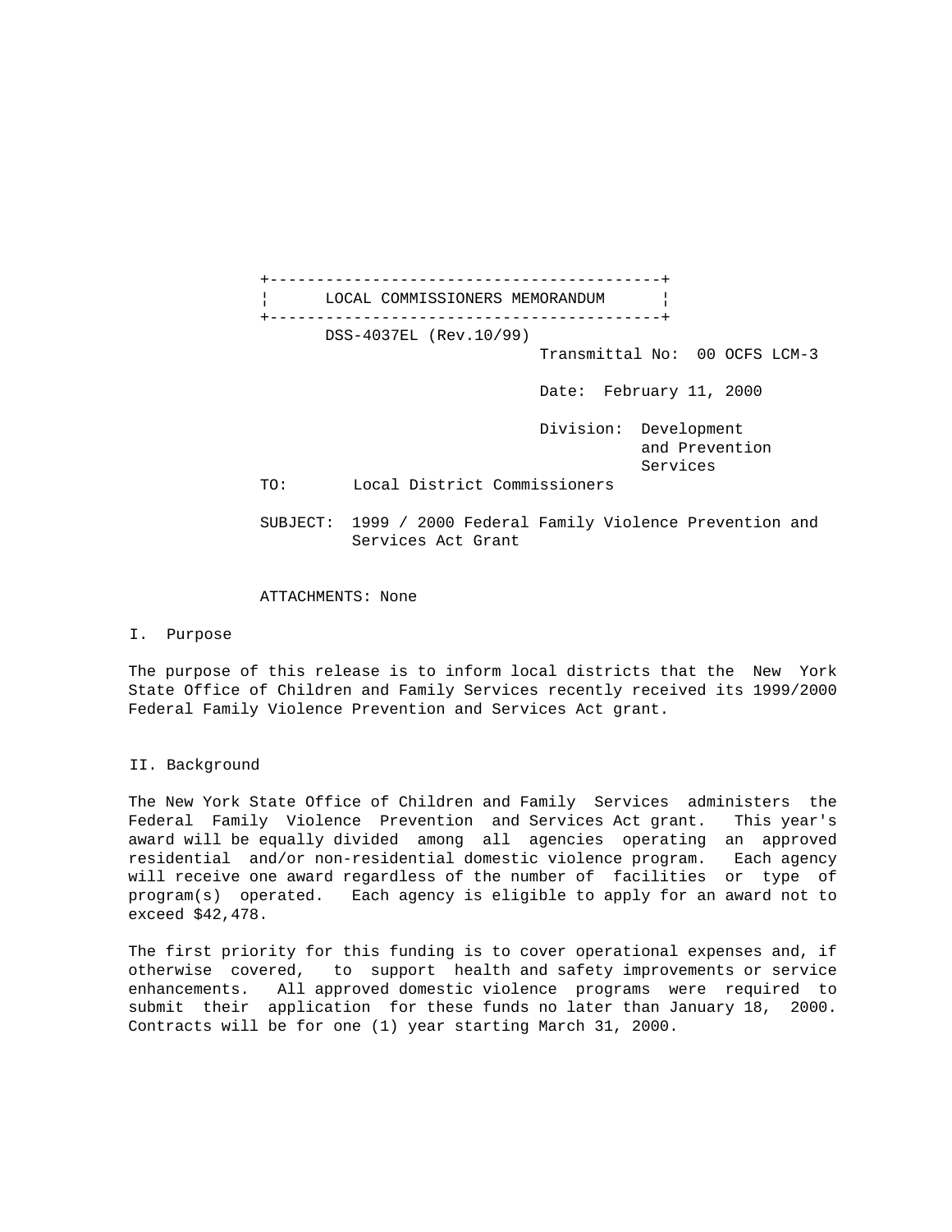**LOCAL COMMISSIONERS MEMORANDUM**

DSS-4037EL (Rev.10/99)

Transmittal No: 00 OCFS LCM-3

Date: February 11, 2000

Division: Development and Prevention Services

TO: Local District Commissioners

SUBJECT: 1999 / 2000 Federal Family Violence Prevention and Services Act Grant

ATTACHMENTS: None

## I. Purpose

The purpose of this release is to inform local districts that the New York State Office of Children and Family Services recently received its 1999/2000 Federal Family Violence Prevention and Services Act grant.

## II. Background

The New York State Office of Children and Family Services administers the Federal Family Violence Prevention and Services Act grant. This year's award will be equally divided among all agencies operating an approved residential and/or non-residential domestic violence program. Each agency will receive one award regardless of the number of facilities or type of program(s) operated. Each agency is eligible to apply for an award not to exceed $42,478.

The first priority for this funding is to cover operational expenses and, if otherwise covered, to support health and safety improvements or service enhancements. All approved domestic violence programs were required to submit their application for these funds no later than January 18, 2000. Contracts will be for one (1) year starting March 31, 2000.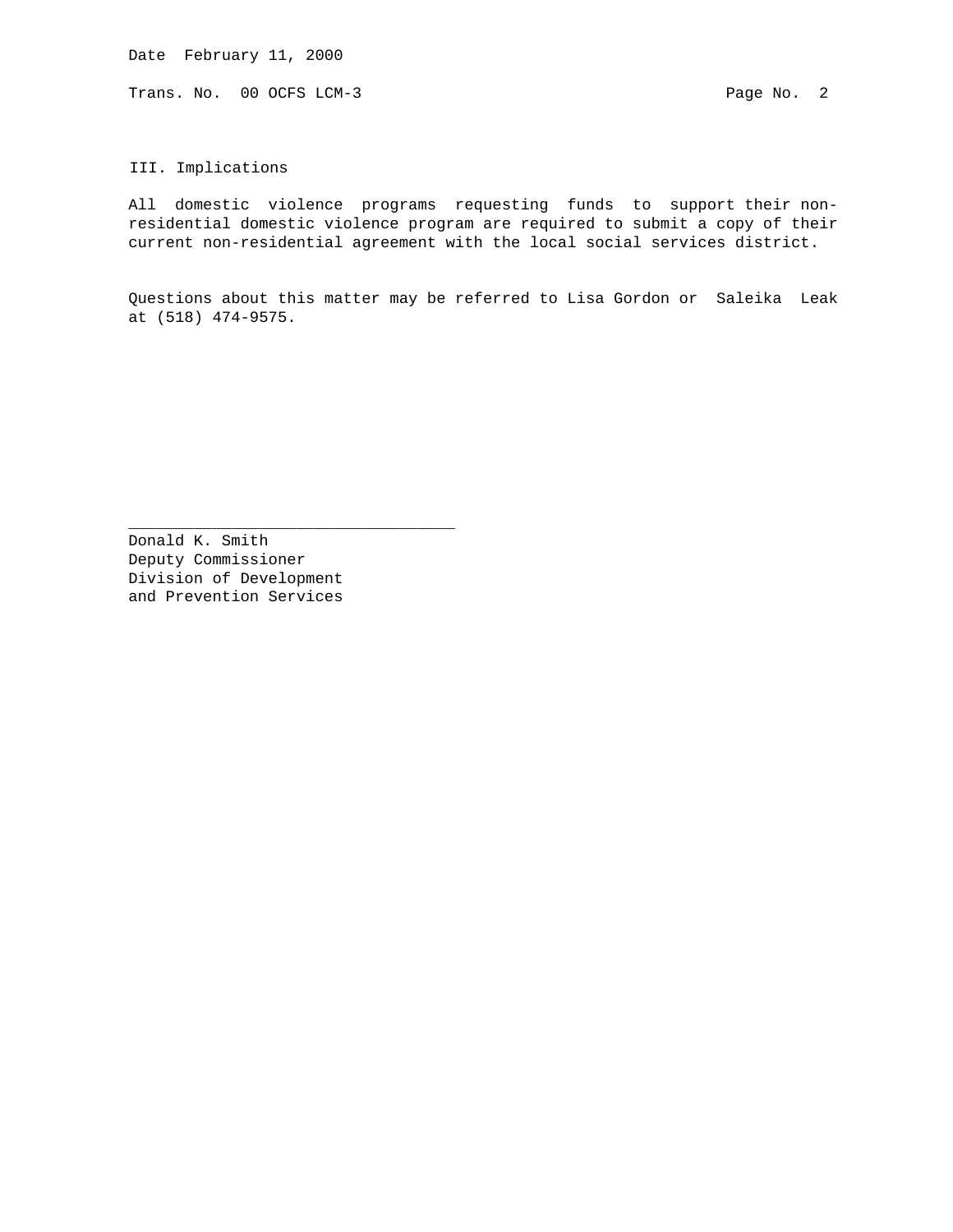## III. Implications

All domestic violence programs requesting funds to support their non-residential domestic violence program are required to submit a copy of their current non-residential agreement with the local social services district.

Questions about this matter may be referred to Lisa Gordon or Saleika Leak at (518) 474-9575.

\_\_\_\_\_\_\_\_\_\_\_\_\_\_\_\_\_\_\_\_\_\_\_\_\_\_\_\_\_\_\_\_\_\_\_

Donald K. Smith
Deputy Commissioner
Division of Development
and Prevention Services